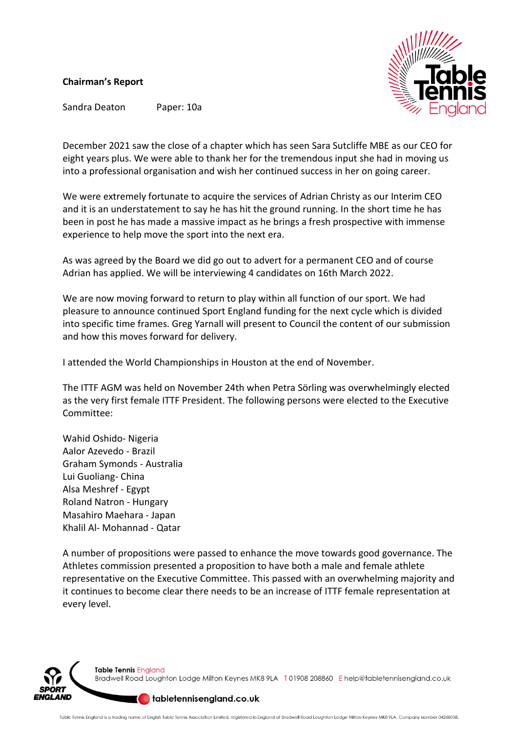**Chairman's Report**

Sandra Deaton Paper: 10a

December 2021 saw the close of a chapter which has seen Sara Sutcliffe MBE as our CEO for eight years plus. We were able to thank her for the tremendous input she had in moving us into a professional organisation and wish her continued success in her on going career.

We were extremely fortunate to acquire the services of Adrian Christy as our Interim CEO and it is an understatement to say he has hit the ground running. In the short time he has been in post he has made a massive impact as he brings a fresh prospective with immense experience to help move the sport into the next era.

As was agreed by the Board we did go out to advert for a permanent CEO and of course Adrian has applied. We will be interviewing 4 candidates on 16th March 2022.

We are now moving forward to return to play within all function of our sport. We had pleasure to announce continued Sport England funding for the next cycle which is divided into specific time frames. Greg Yarnall will present to Council the content of our submission and how this moves forward for delivery.

I attended the World Championships in Houston at the end of November.

The ITTF AGM was held on November 24th when Petra Sörling was overwhelmingly elected as the very first female ITTF President. The following persons were elected to the Executive Committee:

Wahid Oshido- Nigeria
Aalor Azevedo - Brazil
Graham Symonds - Australia
Lui Guoliang- China
Alsa Meshref - Egypt
Roland Natron - Hungary
Masahiro Maehara - Japan
Khalil Al- Mohannad - Qatar

A number of propositions were passed to enhance the move towards good governance. The Athletes commission presented a proposition to have both a male and female athlete representative on the Executive Committee. This passed with an overwhelming majority and it continues to become clear there needs to be an increase of ITTF female representation at every level.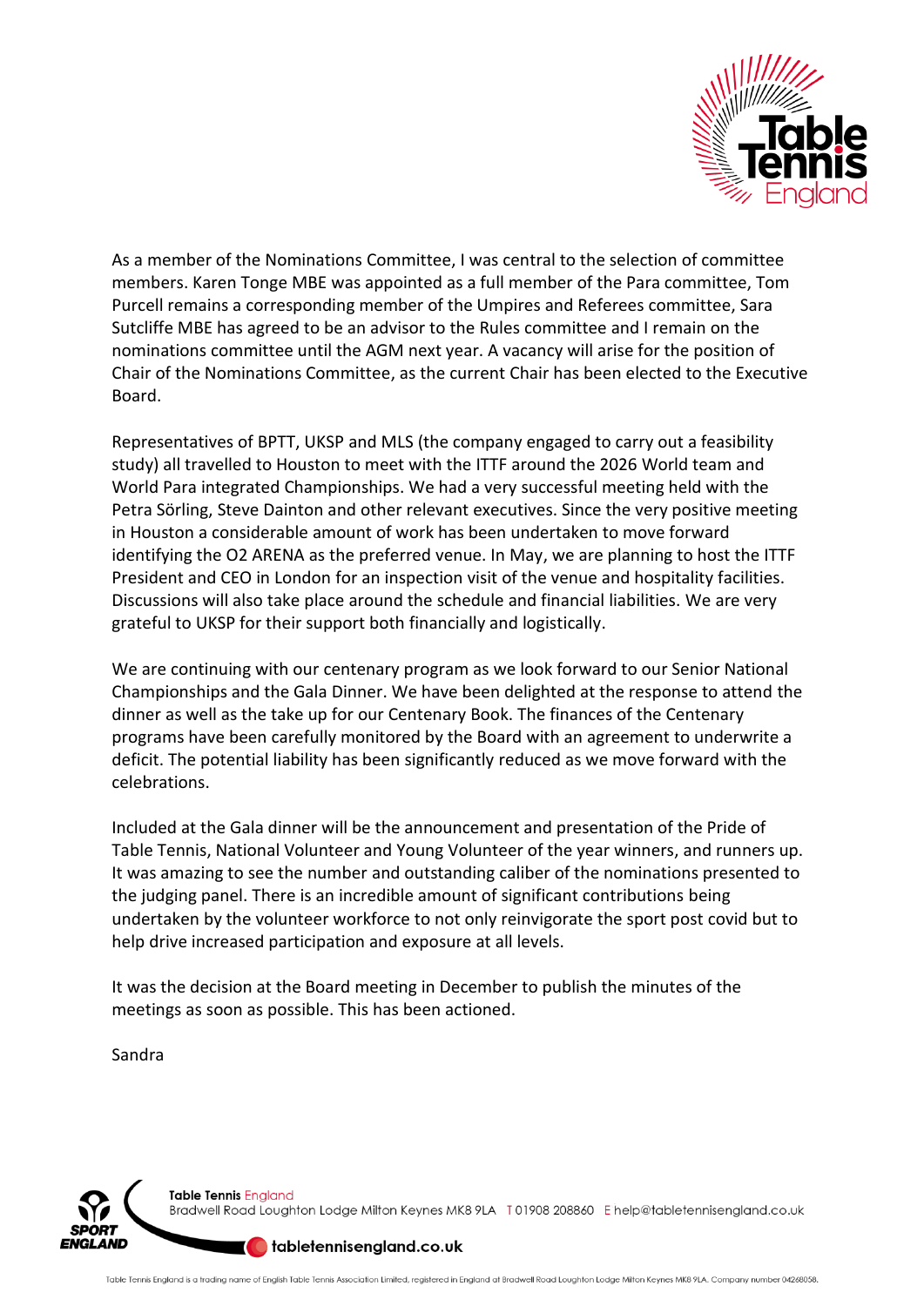As a member of the Nominations Committee, I was central to the selection of committee members. Karen Tonge MBE was appointed as a full member of the Para committee, Tom Purcell remains a corresponding member of the Umpires and Referees committee, Sara Sutcliffe MBE has agreed to be an advisor to the Rules committee and I remain on the nominations committee until the AGM next year. A vacancy will arise for the position of Chair of the Nominations Committee, as the current Chair has been elected to the Executive Board.

Representatives of BPTT, UKSP and MLS (the company engaged to carry out a feasibility study) all travelled to Houston to meet with the ITTF around the 2026 World team and World Para integrated Championships. We had a very successful meeting held with the Petra Sörling, Steve Dainton and other relevant executives. Since the very positive meeting in Houston a considerable amount of work has been undertaken to move forward identifying the O2 ARENA as the preferred venue. In May, we are planning to host the ITTF President and CEO in London for an inspection visit of the venue and hospitality facilities. Discussions will also take place around the schedule and financial liabilities. We are very grateful to UKSP for their support both financially and logistically.

We are continuing with our centenary program as we look forward to our Senior National Championships and the Gala Dinner. We have been delighted at the response to attend the dinner as well as the take up for our Centenary Book. The finances of the Centenary programs have been carefully monitored by the Board with an agreement to underwrite a deficit. The potential liability has been significantly reduced as we move forward with the celebrations.

Included at the Gala dinner will be the announcement and presentation of the Pride of Table Tennis, National Volunteer and Young Volunteer of the year winners, and runners up. It was amazing to see the number and outstanding caliber of the nominations presented to the judging panel. There is an incredible amount of significant contributions being undertaken by the volunteer workforce to not only reinvigorate the sport post covid but to help drive increased participation and exposure at all levels.

It was the decision at the Board meeting in December to publish the minutes of the meetings as soon as possible. This has been actioned.

Sandra